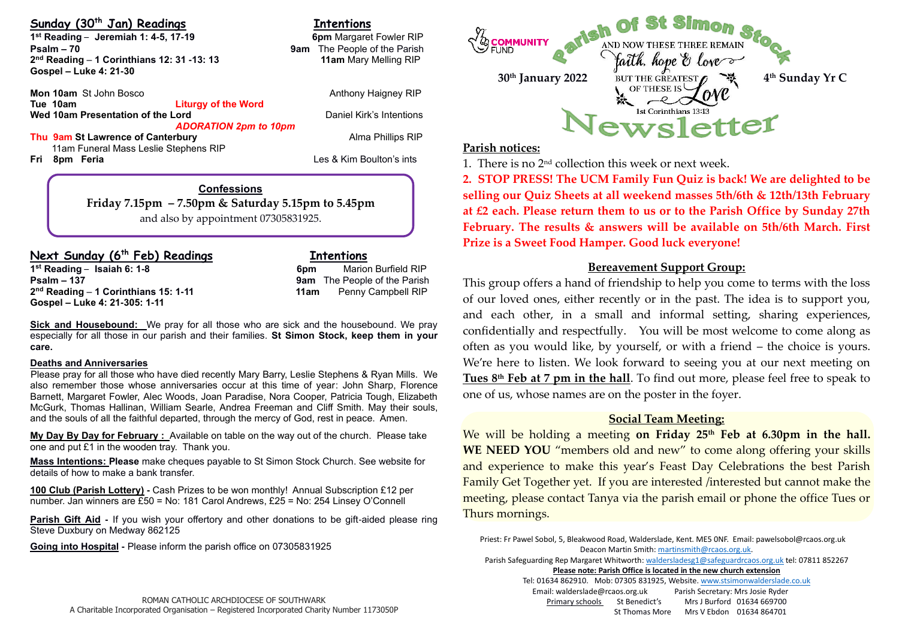## Sunday (30th Jan) Readings

**1st Reading – Jeremiah 1: 4-5, 17-19**
**Psalm – 70**
**2nd Reading – 1 Corinthians 12: 31 -13: 13**
**Gospel – Luke 4: 21-30**

## Intentions

**6pm** Margaret Fowler RIP
**9am** The People of the Parish
**11am** Mary Melling RIP

**Mon 10am** St John Bosco — Anthony Haigney RIP
**Tue 10am** **Liturgy of the Word**
**Wed 10am Presentation of the Lord** — Daniel Kirk's Intentions
***ADORATION 2pm to 10pm***
**Thu 9am St Lawrence of Canterbury** — Alma Phillips RIP
11am Funeral Mass Leslie Stephens RIP
**Fri 8pm Feria** — Les & Kim Boulton's ints

**Confessions**

**Friday 7.15pm – 7.50pm & Saturday 5.15pm to 5.45pm**
and also by appointment 07305831925.

## Next Sunday (6th Feb) Readings

**1st Reading – Isaiah 6: 1-8**
**Psalm – 137**
**2nd Reading – 1 Corinthians 15: 1-11**
**Gospel – Luke 4: 21-305: 1-11**

## Intentions

**6pm** Marion Burfield RIP
**9am** The People of the Parish
**11am** Penny Campbell RIP

**Sick and Housebound:** We pray for all those who are sick and the housebound. We pray especially for all those in our parish and their families. **St Simon Stock, keep them in your care.**

**Deaths and Anniversaries**

Please pray for all those who have died recently Mary Barry, Leslie Stephens & Ryan Mills. We also remember those whose anniversaries occur at this time of year: John Sharp, Florence Barnett, Margaret Fowler, Alec Woods, Joan Paradise, Nora Cooper, Patricia Tough, Elizabeth McGurk, Thomas Hallinan, William Searle, Andrea Freeman and Cliff Smith. May their souls, and the souls of all the faithful departed, through the mercy of God, rest in peace. Amen.

**My Day By Day for February :** Available on table on the way out of the church. Please take one and put £1 in the wooden tray. Thank you.

**Mass Intentions: Please** make cheques payable to St Simon Stock Church. See website for details of how to make a bank transfer.

**100 Club (Parish Lottery) -** Cash Prizes to be won monthly! Annual Subscription £12 per number. Jan winners are £50 = No: 181 Carol Andrews, £25 = No: 254 Linsey O'Connell

**Parish Gift Aid -** If you wish your offertory and other donations to be gift-aided please ring Steve Duxbury on Medway 862125

**Going into Hospital -** Please inform the parish office on 07305831925

ROMAN CATHOLIC ARCHDIOCESE OF SOUTHWARK
A Charitable Incorporated Organisation – Registered Incorporated Charity Number 1173050P

# Parish Of St Simon Stock Newsletter

COMMUNITY FUND

AND NOW THESE THREE REMAIN faith, hope & love BUT THE GREATEST OF THESE IS Love — 1st Corinthians 13:13

**30th January 2022** — **4th Sunday Yr C**

**Parish notices:**

1. There is no 2nd collection this week or next week.

**2. STOP PRESS! The UCM Family Fun Quiz is back! We are delighted to be selling our Quiz Sheets at all weekend masses 5th/6th & 12th/13th February at £2 each. Please return them to us or to the Parish Office by Sunday 27th February. The results & answers will be available on 5th/6th March. First Prize is a Sweet Food Hamper. Good luck everyone!**

## Bereavement Support Group:

This group offers a hand of friendship to help you come to terms with the loss of our loved ones, either recently or in the past. The idea is to support you, and each other, in a small and informal setting, sharing experiences, confidentially and respectfully. You will be most welcome to come along as often as you would like, by yourself, or with a friend – the choice is yours. We're here to listen. We look forward to seeing you at our next meeting on **Tues 8th Feb at 7 pm in the hall**. To find out more, please feel free to speak to one of us, whose names are on the poster in the foyer.

## Social Team Meeting:

We will be holding a meeting **on Friday 25th Feb at 6.30pm in the hall. WE NEED YOU** "members old and new" to come along offering your skills and experience to make this year's Feast Day Celebrations the best Parish Family Get Together yet. If you are interested /interested but cannot make the meeting, please contact Tanya via the parish email or phone the office Tues or Thurs mornings.

Priest: Fr Pawel Sobol, 5, Bleakwood Road, Walderslade, Kent. ME5 0NF. Email: pawelsobol@rcaos.org.uk
Deacon Martin Smith: martinsmith@rcaos.org.uk.
Parish Safeguarding Rep Margaret Whitworth: waldersladesg1@safeguardrcaos.org.uk tel: 07811 852267
**Please note: Parish Office is located in the new church extension**
Tel: 01634 862910. Mob: 07305 831925, Website. www.stsimonwalderslade.co.uk
Email: walderslade@rcaos.org.uk Parish Secretary: Mrs Josie Ryder
Primary schools — St Benedict's — Mrs J Burford 01634 669700
St Thomas More — Mrs V Ebdon 01634 864701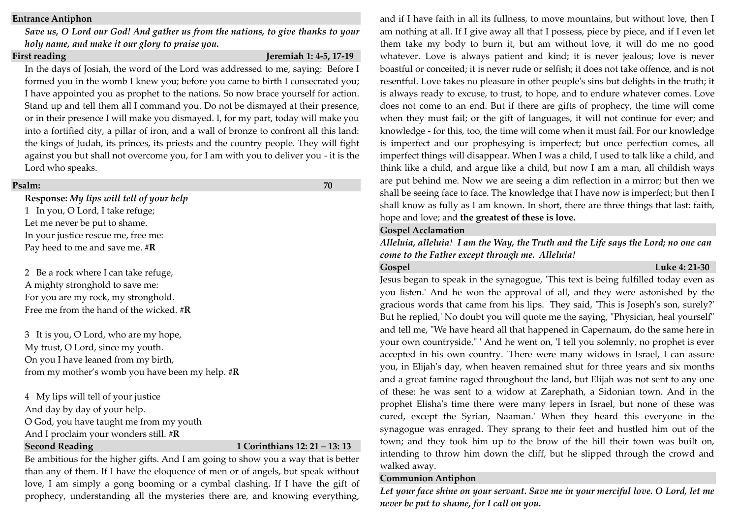**Entrance Antiphon**

***Save us, O Lord our God! And gather us from the nations, to give thanks to your holy name, and make it our glory to praise you.***

**First reading** **Jeremiah 1: 4-5, 17-19**

In the days of Josiah, the word of the Lord was addressed to me, saying: Before I formed you in the womb I knew you; before you came to birth I consecrated you; I have appointed you as prophet to the nations. So now brace yourself for action. Stand up and tell them all I command you. Do not be dismayed at their presence, or in their presence I will make you dismayed. I, for my part, today will make you into a fortified city, a pillar of iron, and a wall of bronze to confront all this land: the kings of Judah, its princes, its priests and the country people. They will fight against you but shall not overcome you, for I am with you to deliver you - it is the Lord who speaks.

**Psalm:** **70**

**Response:** ***My lips will tell of your help***

1 In you, O Lord, I take refuge;
Let me never be put to shame.
In your justice rescue me, free me:
Pay heed to me and save me. #**R**

2 Be a rock where I can take refuge,
A mighty stronghold to save me:
For you are my rock, my stronghold.
Free me from the hand of the wicked. #**R**

3 It is you, O Lord, who are my hope,
My trust, O Lord, since my youth.
On you I have leaned from my birth,
from my mother's womb you have been my help. #**R**

4 My lips will tell of your justice
And day by day of your help.
O God, you have taught me from my youth
And I proclaim your wonders still. #**R**

**Second Reading** **1 Corinthians 12: 21 – 13: 13**

Be ambitious for the higher gifts. And I am going to show you a way that is better than any of them. If I have the eloquence of men or of angels, but speak without love, I am simply a gong booming or a cymbal clashing. If I have the gift of prophecy, understanding all the mysteries there are, and knowing everything, and if I have faith in all its fullness, to move mountains, but without love, then I am nothing at all. If I give away all that I possess, piece by piece, and if I even let them take my body to burn it, but am without love, it will do me no good whatever. Love is always patient and kind; it is never jealous; love is never boastful or conceited; it is never rude or selfish; it does not take offence, and is not resentful. Love takes no pleasure in other people's sins but delights in the truth; it is always ready to excuse, to trust, to hope, and to endure whatever comes. Love does not come to an end. But if there are gifts of prophecy, the time will come when they must fail; or the gift of languages, it will not continue for ever; and knowledge - for this, too, the time will come when it must fail. For our knowledge is imperfect and our prophesying is imperfect; but once perfection comes, all imperfect things will disappear. When I was a child, I used to talk like a child, and think like a child, and argue like a child, but now I am a man, all childish ways are put behind me. Now we are seeing a dim reflection in a mirror; but then we shall be seeing face to face. The knowledge that I have now is imperfect; but then I shall know as fully as I am known. In short, there are three things that last: faith, hope and love; and **the greatest of these is love.**

**Gospel Acclamation**

***Alleluia, alleluia! I am the Way, the Truth and the Life says the Lord; no one can come to the Father except through me. Alleluia!***

**Gospel** **Luke 4: 21-30**

Jesus began to speak in the synagogue, 'This text is being fulfilled today even as you listen.' And he won the approval of all, and they were astonished by the gracious words that came from his lips. They said, 'This is Joseph's son, surely?' But he replied,' No doubt you will quote me the saying, "Physician, heal yourself" and tell me, "We have heard all that happened in Capernaum, do the same here in your own countryside." ' And he went on, 'I tell you solemnly, no prophet is ever accepted in his own country. 'There were many widows in Israel, I can assure you, in Elijah's day, when heaven remained shut for three years and six months and a great famine raged throughout the land, but Elijah was not sent to any one of these: he was sent to a widow at Zarephath, a Sidonian town. And in the prophet Elisha's time there were many lepers in Israel, but none of these was cured, except the Syrian, Naaman.' When they heard this everyone in the synagogue was enraged. They sprang to their feet and hustled him out of the town; and they took him up to the brow of the hill their town was built on, intending to throw him down the cliff, but he slipped through the crowd and walked away.

**Communion Antiphon**

***Let your face shine on your servant. Save me in your merciful love. O Lord, let me never be put to shame, for I call on you.***